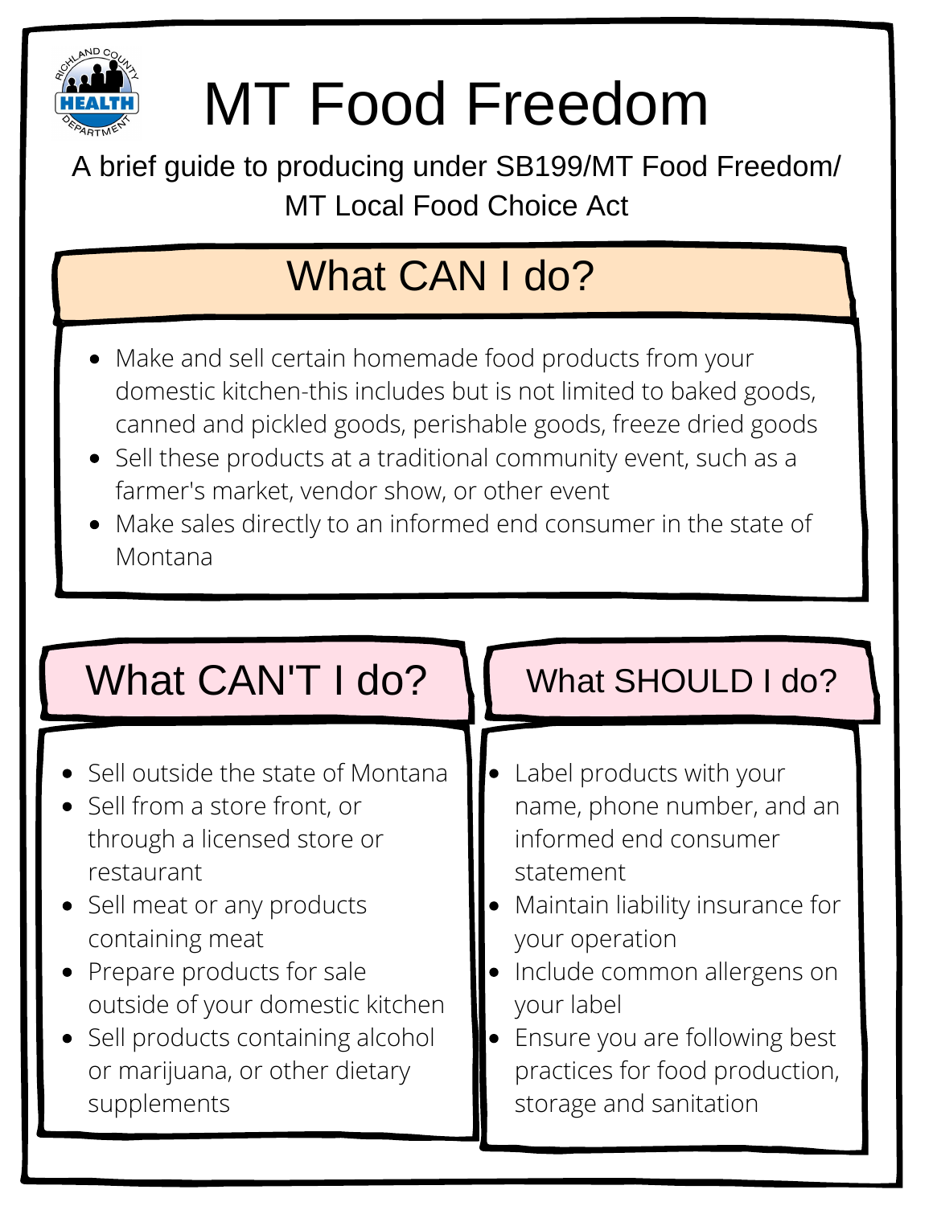# MT Food Freedom

A brief guide to producing under SB199/MT Food Freedom/ MT Local Food Choice Act

## What CAN I do?

- Make and sell certain homemade food products from your domestic kitchen-this includes but is not limited to baked goods, canned and pickled goods, perishable goods, freeze dried goods
- Sell these products at a traditional community event, such as a farmer's market, vendor show, or other event
- Make sales directly to an informed end consumer in the state of Montana

## What CAN'T I do?

- Sell outside the state of Montana
- Sell from a store front, or through a licensed store or restaurant
- Sell meat or any products containing meat
- Prepare products for sale outside of your domestic kitchen
- Sell products containing alcohol or marijuana, or other dietary supplements

## What SHOULD I do?

- Label products with your name, phone number, and an informed end consumer statement
- Maintain liability insurance for your operation
- Include common allergens on your label
- Ensure you are following best practices for food production, storage and sanitation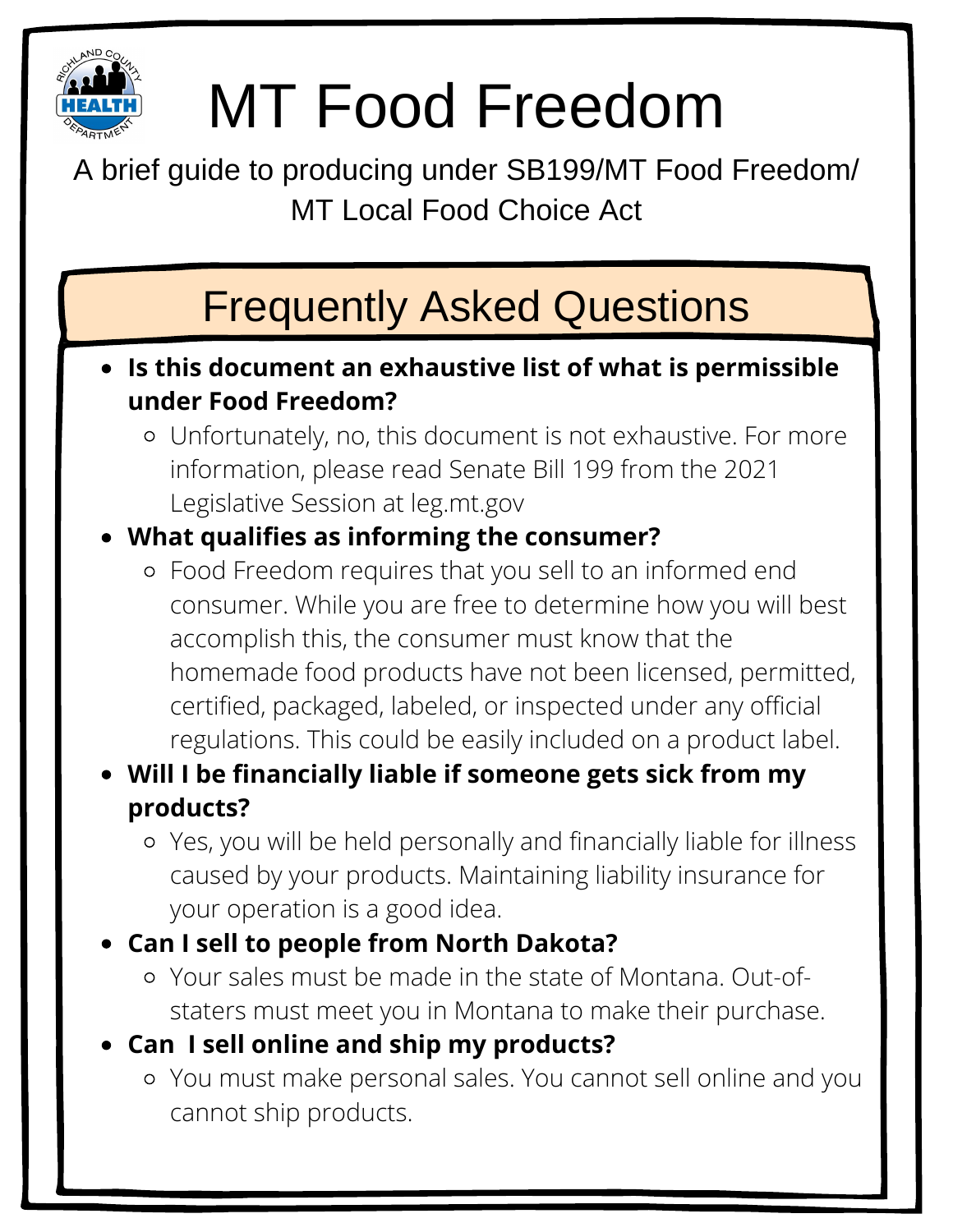# MT Food Freedom

A brief guide to producing under SB199/MT Food Freedom/ MT Local Food Choice Act

## Frequently Asked Questions

- **Is this document an exhaustive list of what is permissible under Food Freedom?**
  - Unfortunately, no, this document is not exhaustive. For more information, please read Senate Bill 199 from the 2021 Legislative Session at leg.mt.gov
- **What qualifies as informing the consumer?**
  - Food Freedom requires that you sell to an informed end consumer. While you are free to determine how you will best accomplish this, the consumer must know that the homemade food products have not been licensed, permitted, certified, packaged, labeled, or inspected under any official regulations. This could be easily included on a product label.
- **Will I be financially liable if someone gets sick from my products?**
  - Yes, you will be held personally and financially liable for illness caused by your products. Maintaining liability insurance for your operation is a good idea.
- **Can I sell to people from North Dakota?**
  - Your sales must be made in the state of Montana. Out-of-staters must meet you in Montana to make their purchase.
- **Can I sell online and ship my products?**
  - You must make personal sales. You cannot sell online and you cannot ship products.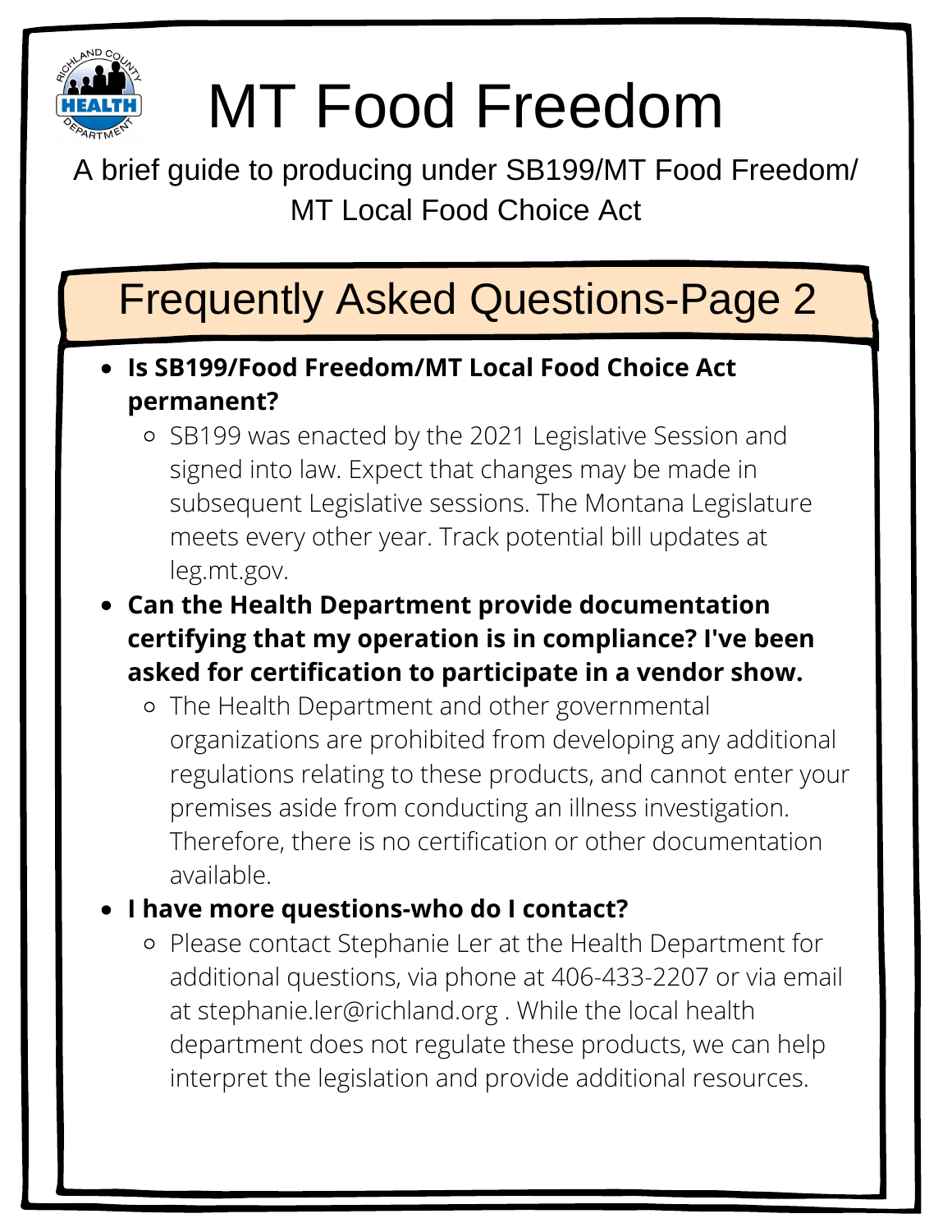# MT Food Freedom

A brief guide to producing under SB199/MT Food Freedom/ MT Local Food Choice Act

## Frequently Asked Questions-Page 2

- **Is SB199/Food Freedom/MT Local Food Choice Act permanent?**
  - SB199 was enacted by the 2021 Legislative Session and signed into law. Expect that changes may be made in subsequent Legislative sessions. The Montana Legislature meets every other year. Track potential bill updates at leg.mt.gov.
- **Can the Health Department provide documentation certifying that my operation is in compliance? I've been asked for certification to participate in a vendor show.**
  - The Health Department and other governmental organizations are prohibited from developing any additional regulations relating to these products, and cannot enter your premises aside from conducting an illness investigation. Therefore, there is no certification or other documentation available.
- **I have more questions-who do I contact?**
  - Please contact Stephanie Ler at the Health Department for additional questions, via phone at 406-433-2207 or via email at stephanie.ler@richland.org . While the local health department does not regulate these products, we can help interpret the legislation and provide additional resources.